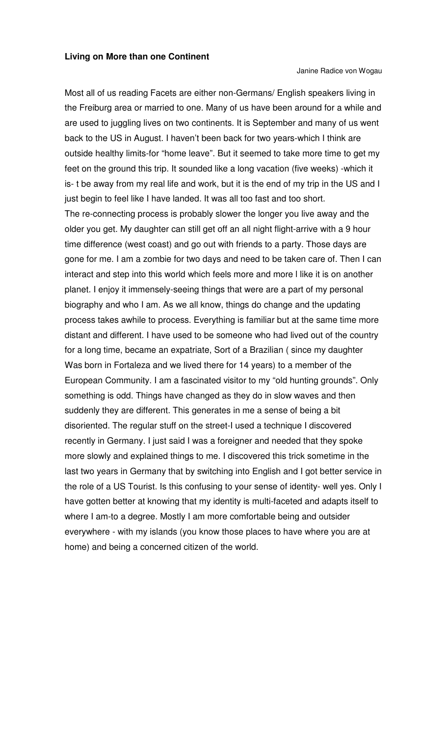**Living on More than one Continent**

Janine Radice von Wogau

Most all of us reading Facets are either non-Germans/ English speakers living in the Freiburg area or married to one. Many of us have been around for a while and are used to juggling lives on two continents. It is September and many of us went back to the US in August. I haven't been back for two years-which I think are outside healthy limits-for "home leave". But it seemed to take more time to get my feet on the ground this trip. It sounded like a long vacation (five weeks) -which it is- t be away from my real life and work, but it is the end of my trip in the US and I just begin to feel like I have landed. It was all too fast and too short.

The re-connecting process is probably slower the longer you live away and the older you get. My daughter can still get off an all night flight-arrive with a 9 hour time difference (west coast) and go out with friends to a party. Those days are gone for me. I am a zombie for two days and need to be taken care of. Then I can interact and step into this world which feels more and more l like it is on another planet. I enjoy it immensely-seeing things that were are a part of my personal biography and who I am. As we all know, things do change and the updating process takes awhile to process. Everything is familiar but at the same time more distant and different. I have used to be someone who had lived out of the country for a long time, became an expatriate, Sort of a Brazilian ( since my daughter Was born in Fortaleza and we lived there for 14 years) to a member of the European Community. I am a fascinated visitor to my "old hunting grounds". Only something is odd. Things have changed as they do in slow waves and then suddenly they are different. This generates in me a sense of being a bit disoriented. The regular stuff on the street-I used a technique I discovered recently in Germany. I just said I was a foreigner and needed that they spoke more slowly and explained things to me. I discovered this trick sometime in the last two years in Germany that by switching into English and I got better service in the role of a US Tourist. Is this confusing to your sense of identity- well yes. Only I have gotten better at knowing that my identity is multi-faceted and adapts itself to where I am-to a degree. Mostly I am more comfortable being and outsider everywhere - with my islands (you know those places to have where you are at home) and being a concerned citizen of the world.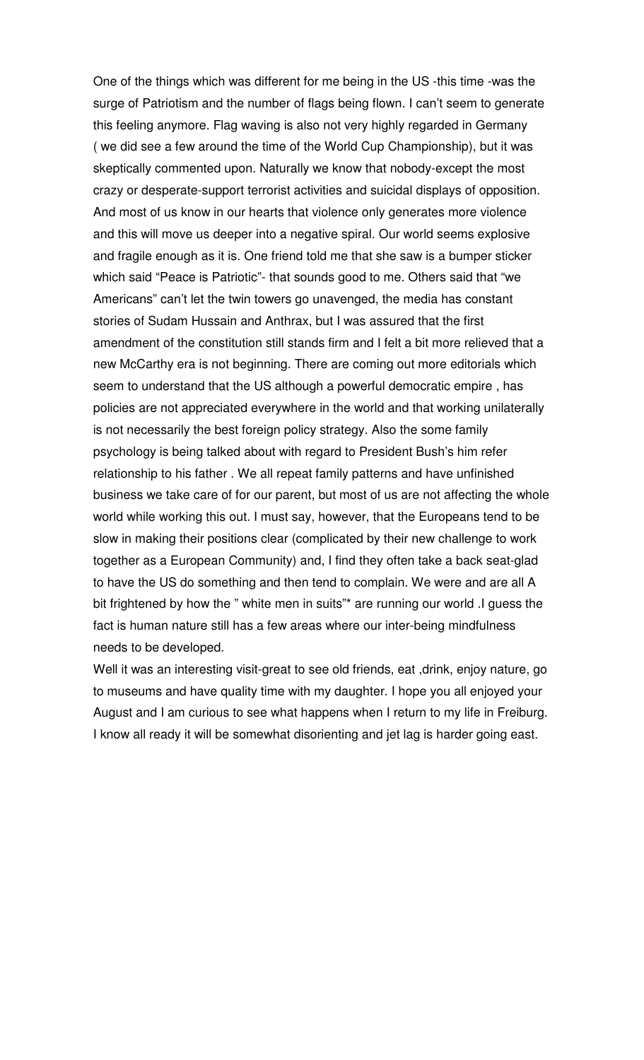One of the things which was different for me being in the US -this time -was the surge of Patriotism and the number of flags being flown. I can't seem to generate this feeling anymore. Flag waving is also not very highly regarded in Germany ( we did see a few around the time of the World Cup Championship), but it was skeptically commented upon. Naturally we know that nobody-except the most crazy or desperate-support terrorist activities and suicidal displays of opposition. And most of us know in our hearts that violence only generates more violence and this will move us deeper into a negative spiral. Our world seems explosive and fragile enough as it is. One friend told me that she saw is a bumper sticker which said "Peace is Patriotic"- that sounds good to me. Others said that "we Americans" can't let the twin towers go unavenged, the media has constant stories of Sudam Hussain and Anthrax, but I was assured that the first amendment of the constitution still stands firm and I felt a bit more relieved that a new McCarthy era is not beginning. There are coming out more editorials which seem to understand that the US although a powerful democratic empire , has policies are not appreciated everywhere in the world and that working unilaterally is not necessarily the best foreign policy strategy. Also the some family psychology is being talked about with regard to President Bush's him refer relationship to his father . We all repeat family patterns and have unfinished business we take care of for our parent, but most of us are not affecting the whole world while working this out. I must say, however, that the Europeans tend to be slow in making their positions clear (complicated by their new challenge to work together as a European Community) and, I find they often take a back seat-glad to have the US do something and then tend to complain. We were and are all A bit frightened by how the " white men in suits"* are running our world .I guess the fact is human nature still has a few areas where our inter-being mindfulness needs to be developed.

Well it was an interesting visit-great to see old friends, eat ,drink, enjoy nature, go to museums and have quality time with my daughter. I hope you all enjoyed your August and I am curious to see what happens when I return to my life in Freiburg. I know all ready it will be somewhat disorienting and jet lag is harder going east.